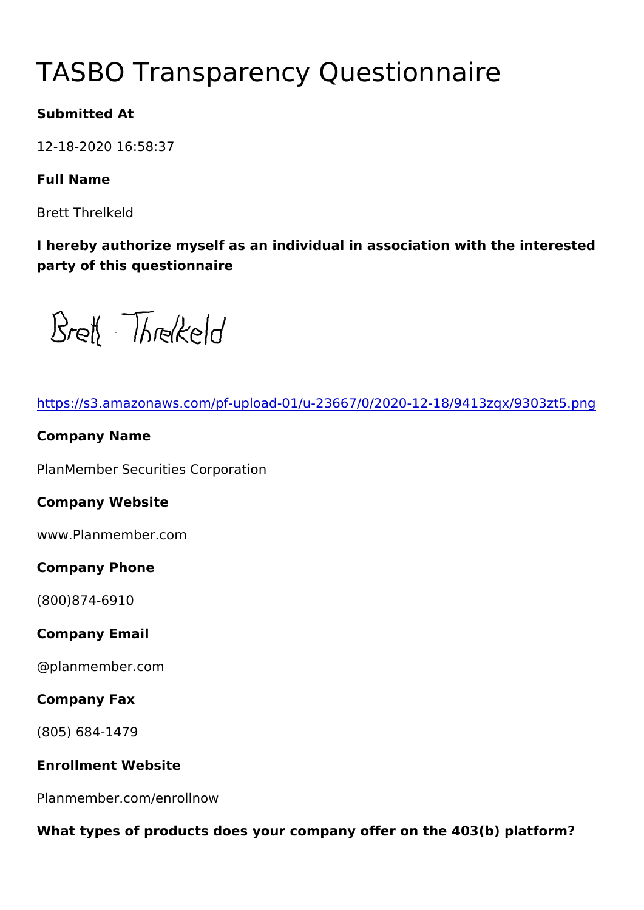# TASBO Transparency Questionnaire

**Submitted At**

12-18-2020 16:58:37

**Full Name**

Brett Threlkeld

**I hereby authorize myself as an individual in association with the interested party of this questionnaire**

https://s3.amazonaws.com/pf-upload-01/u-23667/0/2020-12-18/9413zqx/9303zt5.png

**Company Name**

PlanMember Securities Corporation

**Company Website**

www.Planmember.com

**Company Phone**

(800)874-6910

**Company Email**

@planmember.com

**Company Fax**

(805) 684-1479

**Enrollment Website**

Planmember.com/enrollnow

**What types of products does your company offer on the 403(b) platform?**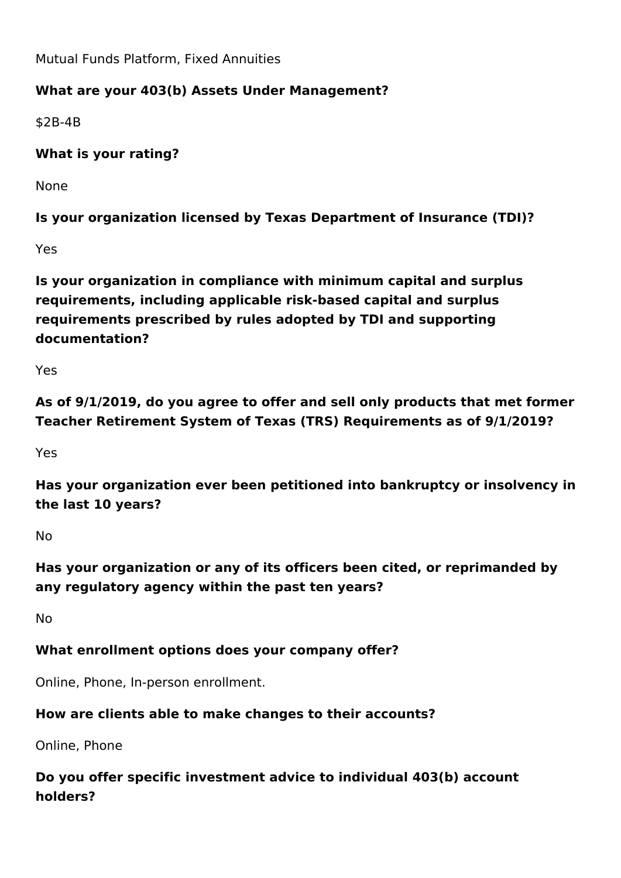Mutual Funds Platform, Fixed Annuities

**What are your 403(b) Assets Under Management?**

$2B-4B

**What is your rating?**

None

**Is your organization licensed by Texas Department of Insurance (TDI)?**

Yes

**Is your organization in compliance with minimum capital and surplus requirements, including applicable risk-based capital and surplus requirements prescribed by rules adopted by TDI and supporting documentation?**

Yes

**As of 9/1/2019, do you agree to offer and sell only products that met former Teacher Retirement System of Texas (TRS) Requirements as of 9/1/2019?**

Yes

**Has your organization ever been petitioned into bankruptcy or insolvency in the last 10 years?**

No

**Has your organization or any of its officers been cited, or reprimanded by any regulatory agency within the past ten years?**

No

**What enrollment options does your company offer?**

Online, Phone, In-person enrollment.

**How are clients able to make changes to their accounts?**

Online, Phone

**Do you offer specific investment advice to individual 403(b) account holders?**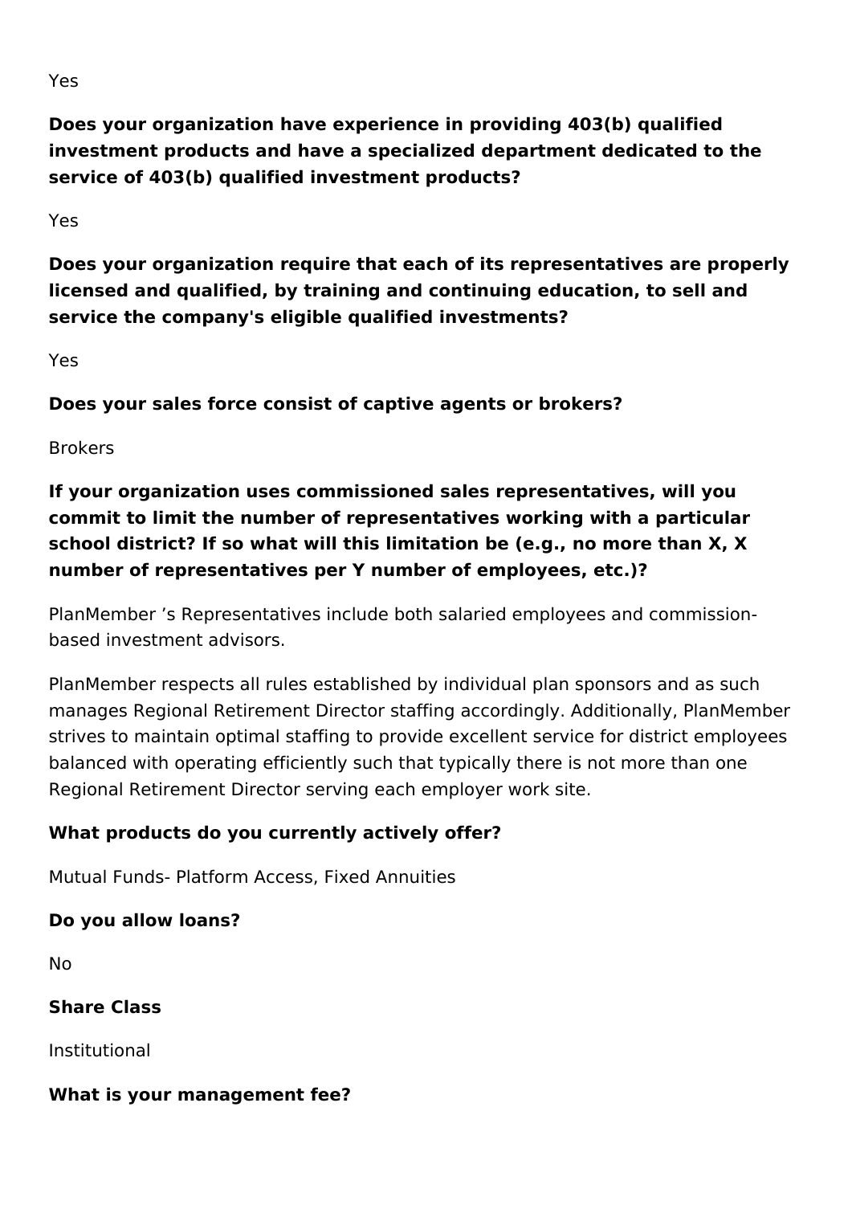Yes

**Does your organization have experience in providing 403(b) qualified investment products and have a specialized department dedicated to the service of 403(b) qualified investment products?**

Yes

**Does your organization require that each of its representatives are properly licensed and qualified, by training and continuing education, to sell and service the company's eligible qualified investments?**

Yes

**Does your sales force consist of captive agents or brokers?**

Brokers

**If your organization uses commissioned sales representatives, will you commit to limit the number of representatives working with a particular school district? If so what will this limitation be (e.g., no more than X, X number of representatives per Y number of employees, etc.)?**

PlanMember ’s Representatives include both salaried employees and commission-based investment advisors.

PlanMember respects all rules established by individual plan sponsors and as such manages Regional Retirement Director staffing accordingly. Additionally, PlanMember strives to maintain optimal staffing to provide excellent service for district employees balanced with operating efficiently such that typically there is not more than one Regional Retirement Director serving each employer work site.

**What products do you currently actively offer?**

Mutual Funds- Platform Access, Fixed Annuities

**Do you allow loans?**

No

**Share Class**

Institutional

**What is your management fee?**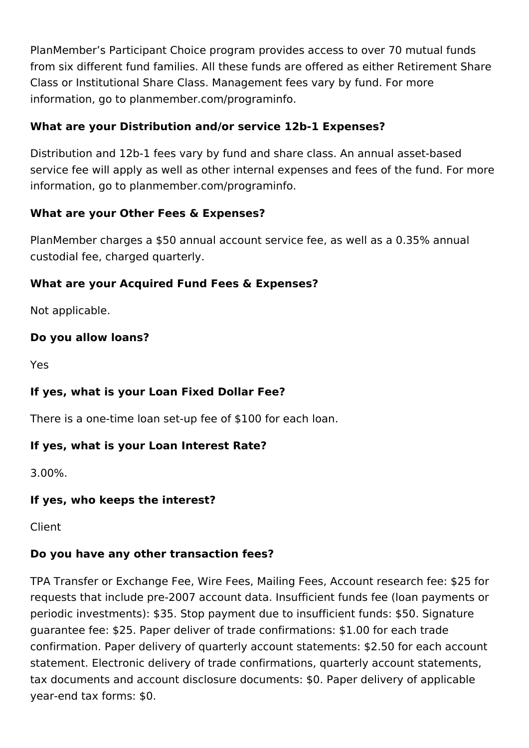PlanMember's Participant Choice program provides access to over 70 mutual funds from six different fund families. All these funds are offered as either Retirement Share Class or Institutional Share Class. Management fees vary by fund. For more information, go to planmember.com/programinfo.

**What are your Distribution and/or service 12b-1 Expenses?**

Distribution and 12b-1 fees vary by fund and share class. An annual asset-based service fee will apply as well as other internal expenses and fees of the fund. For more information, go to planmember.com/programinfo.

**What are your Other Fees & Expenses?**

PlanMember charges a $50 annual account service fee, as well as a 0.35% annual custodial fee, charged quarterly.

**What are your Acquired Fund Fees & Expenses?**

Not applicable.

**Do you allow loans?**

Yes

**If yes, what is your Loan Fixed Dollar Fee?**

There is a one-time loan set-up fee of $100 for each loan.

**If yes, what is your Loan Interest Rate?**

3.00%.

**If yes, who keeps the interest?**

Client

**Do you have any other transaction fees?**

TPA Transfer or Exchange Fee, Wire Fees, Mailing Fees, Account research fee: $25 for requests that include pre-2007 account data. Insufficient funds fee (loan payments or periodic investments): $35. Stop payment due to insufficient funds: $50. Signature guarantee fee: $25. Paper deliver of trade confirmations: $1.00 for each trade confirmation. Paper delivery of quarterly account statements: $2.50 for each account statement. Electronic delivery of trade confirmations, quarterly account statements, tax documents and account disclosure documents: $0. Paper delivery of applicable year-end tax forms: $0.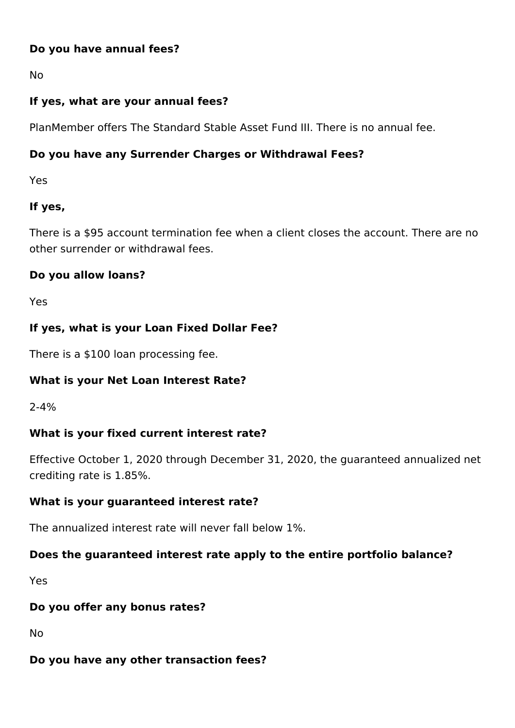**Do you have annual fees?**

No

**If yes, what are your annual fees?**

PlanMember offers The Standard Stable Asset Fund III. There is no annual fee.

**Do you have any Surrender Charges or Withdrawal Fees?**

Yes

**If yes,**

There is a $95 account termination fee when a client closes the account. There are no other surrender or withdrawal fees.

**Do you allow loans?**

Yes

**If yes, what is your Loan Fixed Dollar Fee?**

There is a $100 loan processing fee.

**What is your Net Loan Interest Rate?**

2-4%

**What is your fixed current interest rate?**

Effective October 1, 2020 through December 31, 2020, the guaranteed annualized net crediting rate is 1.85%.

**What is your guaranteed interest rate?**

The annualized interest rate will never fall below 1%.

**Does the guaranteed interest rate apply to the entire portfolio balance?**

Yes

**Do you offer any bonus rates?**

No

**Do you have any other transaction fees?**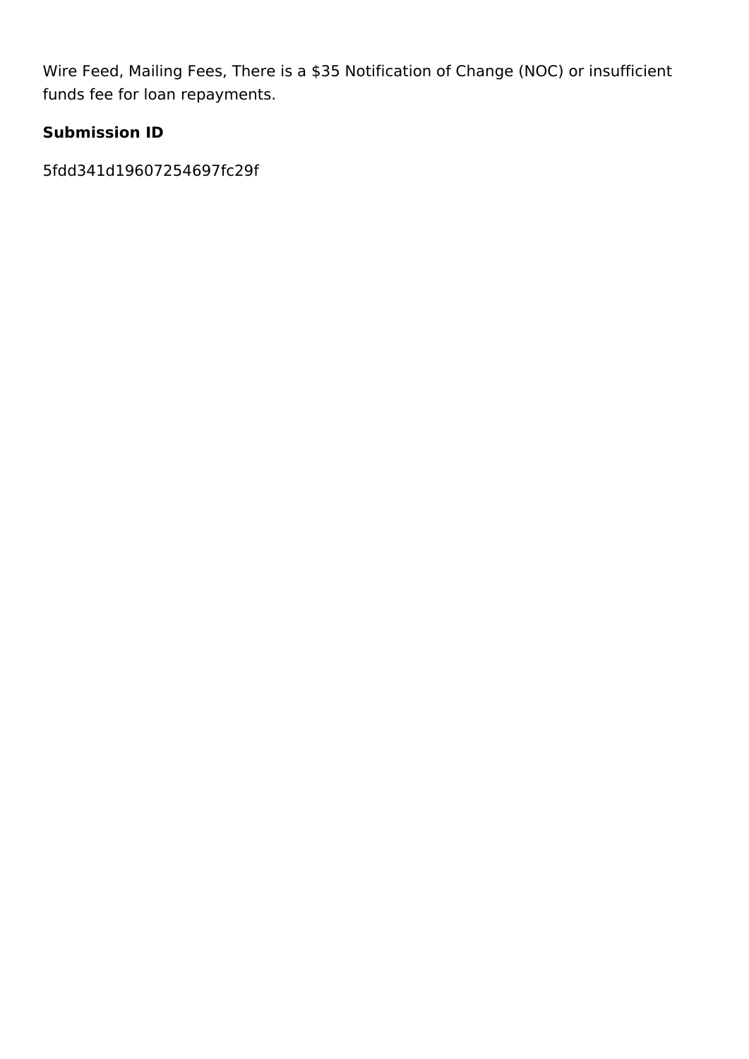Wire Feed, Mailing Fees, There is a $35 Notification of Change (NOC) or insufficient funds fee for loan repayments.

**Submission ID**

5fdd341d19607254697fc29f